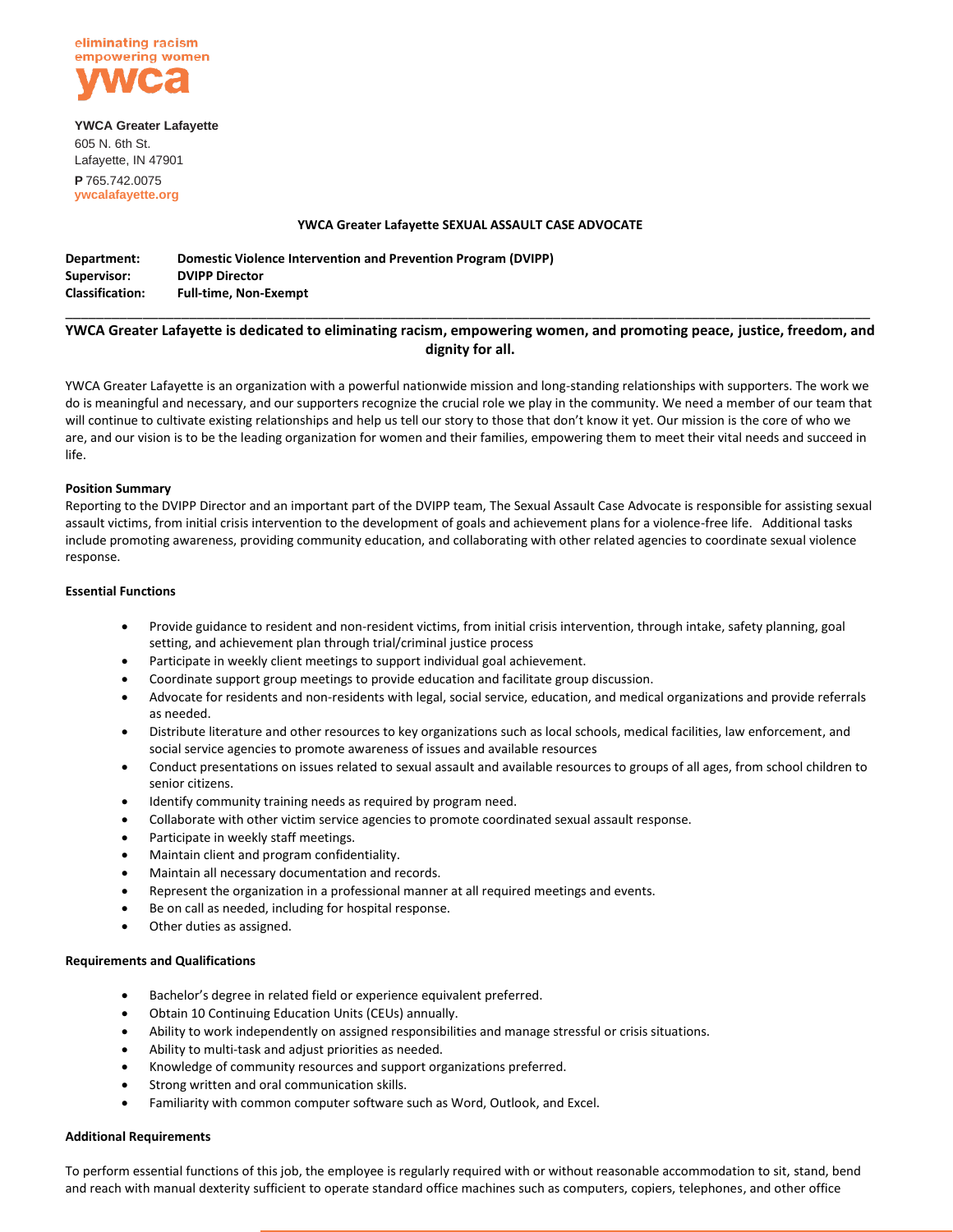eliminating racism
empowering women
ywca

**YWCA Greater Lafayette**
605 N. 6th St.
Lafayette, IN 47901
**P** 765.742.0075
ywcalafayette.org

# YWCA Greater Lafayette SEXUAL ASSAULT CASE ADVOCATE

**Department:** Domestic Violence Intervention and Prevention Program (DVIPP)
**Supervisor:** DVIPP Director
**Classification:** Full-time, Non-Exempt

---

**YWCA Greater Lafayette is dedicated to eliminating racism, empowering women, and promoting peace, justice, freedom, and dignity for all.**

YWCA Greater Lafayette is an organization with a powerful nationwide mission and long-standing relationships with supporters. The work we do is meaningful and necessary, and our supporters recognize the crucial role we play in the community. We need a member of our team that will continue to cultivate existing relationships and help us tell our story to those that don't know it yet. Our mission is the core of who we are, and our vision is to be the leading organization for women and their families, empowering them to meet their vital needs and succeed in life.

### Position Summary

Reporting to the DVIPP Director and an important part of the DVIPP team, The Sexual Assault Case Advocate is responsible for assisting sexual assault victims, from initial crisis intervention to the development of goals and achievement plans for a violence-free life. Additional tasks include promoting awareness, providing community education, and collaborating with other related agencies to coordinate sexual violence response.

### Essential Functions

- Provide guidance to resident and non-resident victims, from initial crisis intervention, through intake, safety planning, goal setting, and achievement plan through trial/criminal justice process
- Participate in weekly client meetings to support individual goal achievement.
- Coordinate support group meetings to provide education and facilitate group discussion.
- Advocate for residents and non-residents with legal, social service, education, and medical organizations and provide referrals as needed.
- Distribute literature and other resources to key organizations such as local schools, medical facilities, law enforcement, and social service agencies to promote awareness of issues and available resources
- Conduct presentations on issues related to sexual assault and available resources to groups of all ages, from school children to senior citizens.
- Identify community training needs as required by program need.
- Collaborate with other victim service agencies to promote coordinated sexual assault response.
- Participate in weekly staff meetings.
- Maintain client and program confidentiality.
- Maintain all necessary documentation and records.
- Represent the organization in a professional manner at all required meetings and events.
- Be on call as needed, including for hospital response.
- Other duties as assigned.

### Requirements and Qualifications

- Bachelor's degree in related field or experience equivalent preferred.
- Obtain 10 Continuing Education Units (CEUs) annually.
- Ability to work independently on assigned responsibilities and manage stressful or crisis situations.
- Ability to multi-task and adjust priorities as needed.
- Knowledge of community resources and support organizations preferred.
- Strong written and oral communication skills.
- Familiarity with common computer software such as Word, Outlook, and Excel.

### Additional Requirements

To perform essential functions of this job, the employee is regularly required with or without reasonable accommodation to sit, stand, bend and reach with manual dexterity sufficient to operate standard office machines such as computers, copiers, telephones, and other office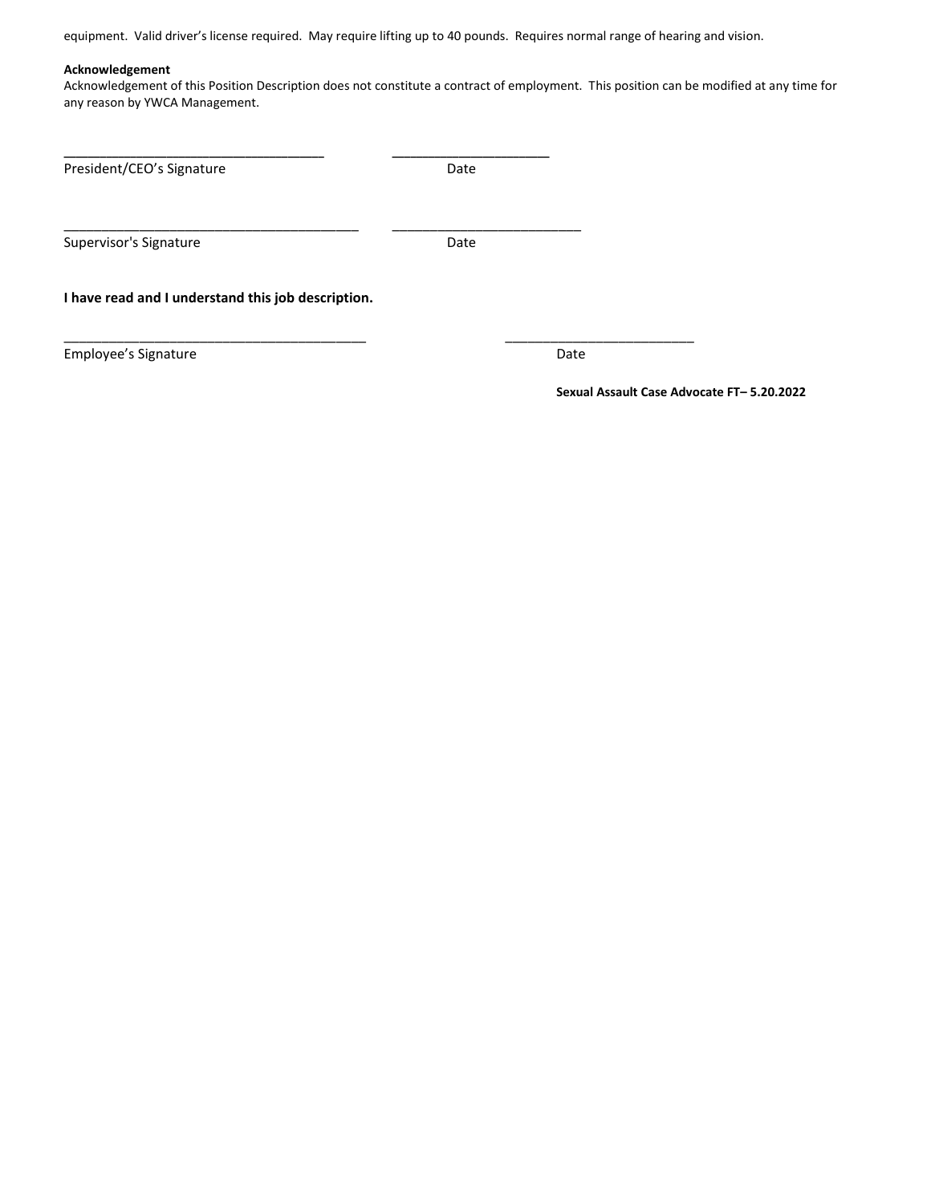equipment. Valid driver's license required. May require lifting up to 40 pounds. Requires normal range of hearing and vision.

**Acknowledgement**

Acknowledgement of this Position Description does not constitute a contract of employment. This position can be modified at any time for any reason by YWCA Management.

_________________________________ _____________________

President/CEO's Signature Date

______________________________________ ________________________

Supervisor's Signature Date

**I have read and I understand this job description.**

_______________________________________ ________________________

Employee's Signature Date

**Sexual Assault Case Advocate FT– 5.20.2022**